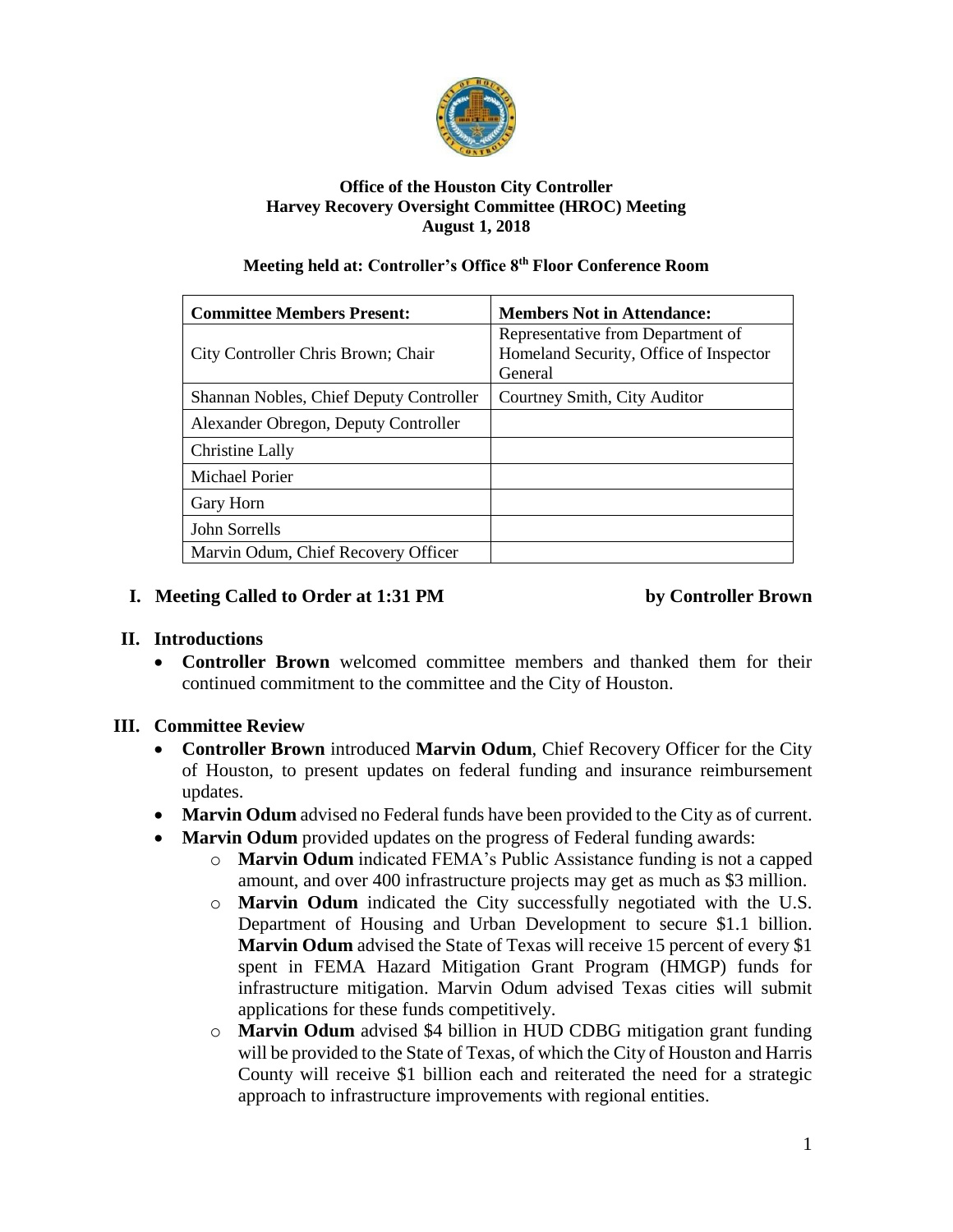**Office of the Houston City Controller**
**Harvey Recovery Oversight Committee (HROC) Meeting**
**August 1, 2018**

**Meeting held at: Controller's Office 8th Floor Conference Room**

| Committee Members Present: | Members Not in Attendance: |
|---|---|
| City Controller Chris Brown; Chair | Representative from Department of Homeland Security, Office of Inspector General |
| Shannan Nobles, Chief Deputy Controller | Courtney Smith, City Auditor |
| Alexander Obregon, Deputy Controller | |
| Christine Lally | |
| Michael Porier | |
| Gary Horn | |
| John Sorrells | |
| Marvin Odum, Chief Recovery Officer | |

## I. Meeting Called to Order at 1:31 PM by Controller Brown

## II. Introductions

- **Controller Brown** welcomed committee members and thanked them for their continued commitment to the committee and the City of Houston.

## III. Committee Review

- **Controller Brown** introduced **Marvin Odum**, Chief Recovery Officer for the City of Houston, to present updates on federal funding and insurance reimbursement updates.
- **Marvin Odum** advised no Federal funds have been provided to the City as of current.
- **Marvin Odum** provided updates on the progress of Federal funding awards:
  - **Marvin Odum** indicated FEMA's Public Assistance funding is not a capped amount, and over 400 infrastructure projects may get as much as $3 million.
  - **Marvin Odum** indicated the City successfully negotiated with the U.S. Department of Housing and Urban Development to secure $1.1 billion. **Marvin Odum** advised the State of Texas will receive 15 percent of every $1 spent in FEMA Hazard Mitigation Grant Program (HMGP) funds for infrastructure mitigation. Marvin Odum advised Texas cities will submit applications for these funds competitively.
  - **Marvin Odum** advised $4 billion in HUD CDBG mitigation grant funding will be provided to the State of Texas, of which the City of Houston and Harris County will receive $1 billion each and reiterated the need for a strategic approach to infrastructure improvements with regional entities.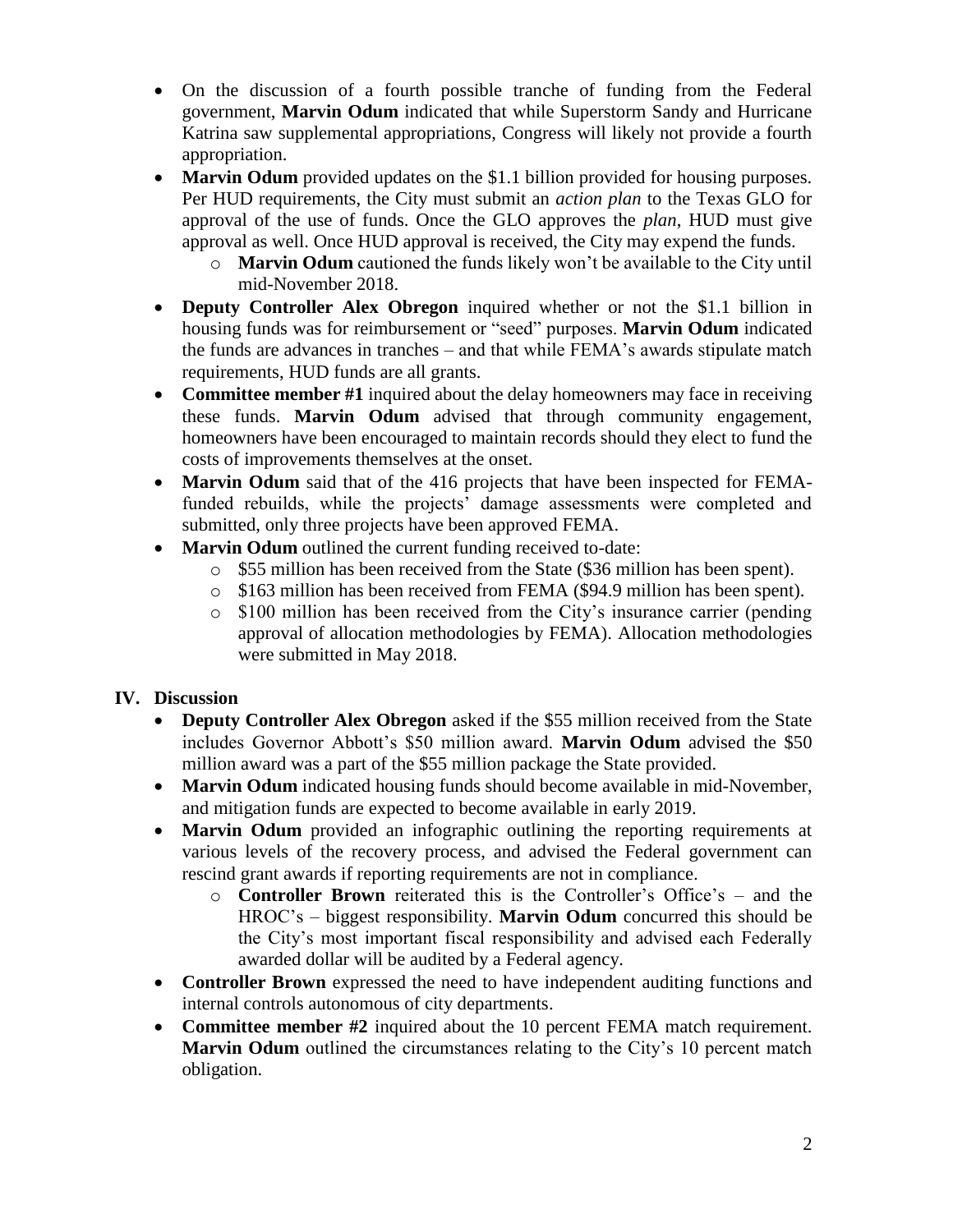- On the discussion of a fourth possible tranche of funding from the Federal government, **Marvin Odum** indicated that while Superstorm Sandy and Hurricane Katrina saw supplemental appropriations, Congress will likely not provide a fourth appropriation.
- **Marvin Odum** provided updates on the $1.1 billion provided for housing purposes. Per HUD requirements, the City must submit an *action plan* to the Texas GLO for approval of the use of funds. Once the GLO approves the *plan*, HUD must give approval as well. Once HUD approval is received, the City may expend the funds.
  - **Marvin Odum** cautioned the funds likely won't be available to the City until mid-November 2018.
- **Deputy Controller Alex Obregon** inquired whether or not the $1.1 billion in housing funds was for reimbursement or "seed" purposes. **Marvin Odum** indicated the funds are advances in tranches – and that while FEMA's awards stipulate match requirements, HUD funds are all grants.
- **Committee member #1** inquired about the delay homeowners may face in receiving these funds. **Marvin Odum** advised that through community engagement, homeowners have been encouraged to maintain records should they elect to fund the costs of improvements themselves at the onset.
- **Marvin Odum** said that of the 416 projects that have been inspected for FEMA-funded rebuilds, while the projects' damage assessments were completed and submitted, only three projects have been approved FEMA.
- **Marvin Odum** outlined the current funding received to-date:
  - $55 million has been received from the State ($36 million has been spent).
  - $163 million has been received from FEMA ($94.9 million has been spent).
  - $100 million has been received from the City's insurance carrier (pending approval of allocation methodologies by FEMA). Allocation methodologies were submitted in May 2018.

## IV. Discussion

- **Deputy Controller Alex Obregon** asked if the $55 million received from the State includes Governor Abbott's $50 million award. **Marvin Odum** advised the $50 million award was a part of the $55 million package the State provided.
- **Marvin Odum** indicated housing funds should become available in mid-November, and mitigation funds are expected to become available in early 2019.
- **Marvin Odum** provided an infographic outlining the reporting requirements at various levels of the recovery process, and advised the Federal government can rescind grant awards if reporting requirements are not in compliance.
  - **Controller Brown** reiterated this is the Controller's Office's – and the HROC's – biggest responsibility. **Marvin Odum** concurred this should be the City's most important fiscal responsibility and advised each Federally awarded dollar will be audited by a Federal agency.
- **Controller Brown** expressed the need to have independent auditing functions and internal controls autonomous of city departments.
- **Committee member #2** inquired about the 10 percent FEMA match requirement. **Marvin Odum** outlined the circumstances relating to the City's 10 percent match obligation.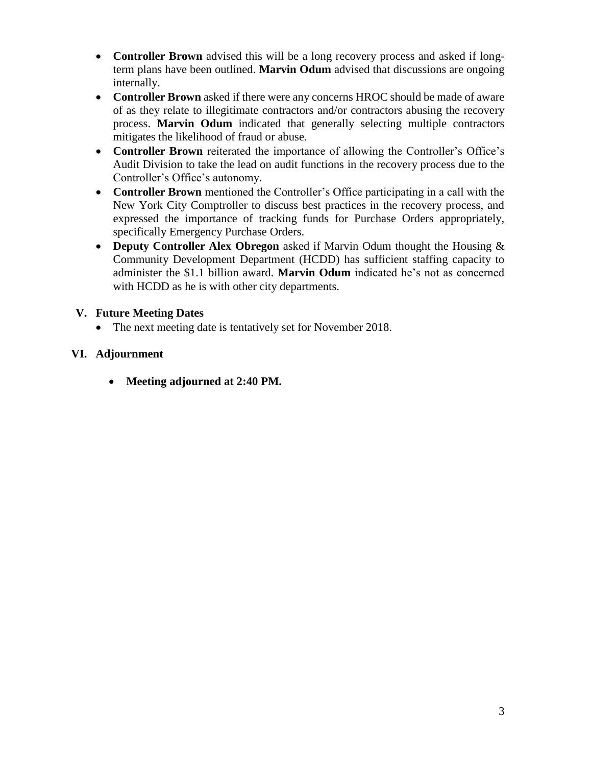- **Controller Brown** advised this will be a long recovery process and asked if long-term plans have been outlined. **Marvin Odum** advised that discussions are ongoing internally.
- **Controller Brown** asked if there were any concerns HROC should be made of aware of as they relate to illegitimate contractors and/or contractors abusing the recovery process. **Marvin Odum** indicated that generally selecting multiple contractors mitigates the likelihood of fraud or abuse.
- **Controller Brown** reiterated the importance of allowing the Controller's Office's Audit Division to take the lead on audit functions in the recovery process due to the Controller's Office's autonomy.
- **Controller Brown** mentioned the Controller's Office participating in a call with the New York City Comptroller to discuss best practices in the recovery process, and expressed the importance of tracking funds for Purchase Orders appropriately, specifically Emergency Purchase Orders.
- **Deputy Controller Alex Obregon** asked if Marvin Odum thought the Housing & Community Development Department (HCDD) has sufficient staffing capacity to administer the $1.1 billion award. **Marvin Odum** indicated he's not as concerned with HCDD as he is with other city departments.

## V. Future Meeting Dates

- The next meeting date is tentatively set for November 2018.

## VI. Adjournment

- **Meeting adjourned at 2:40 PM.**